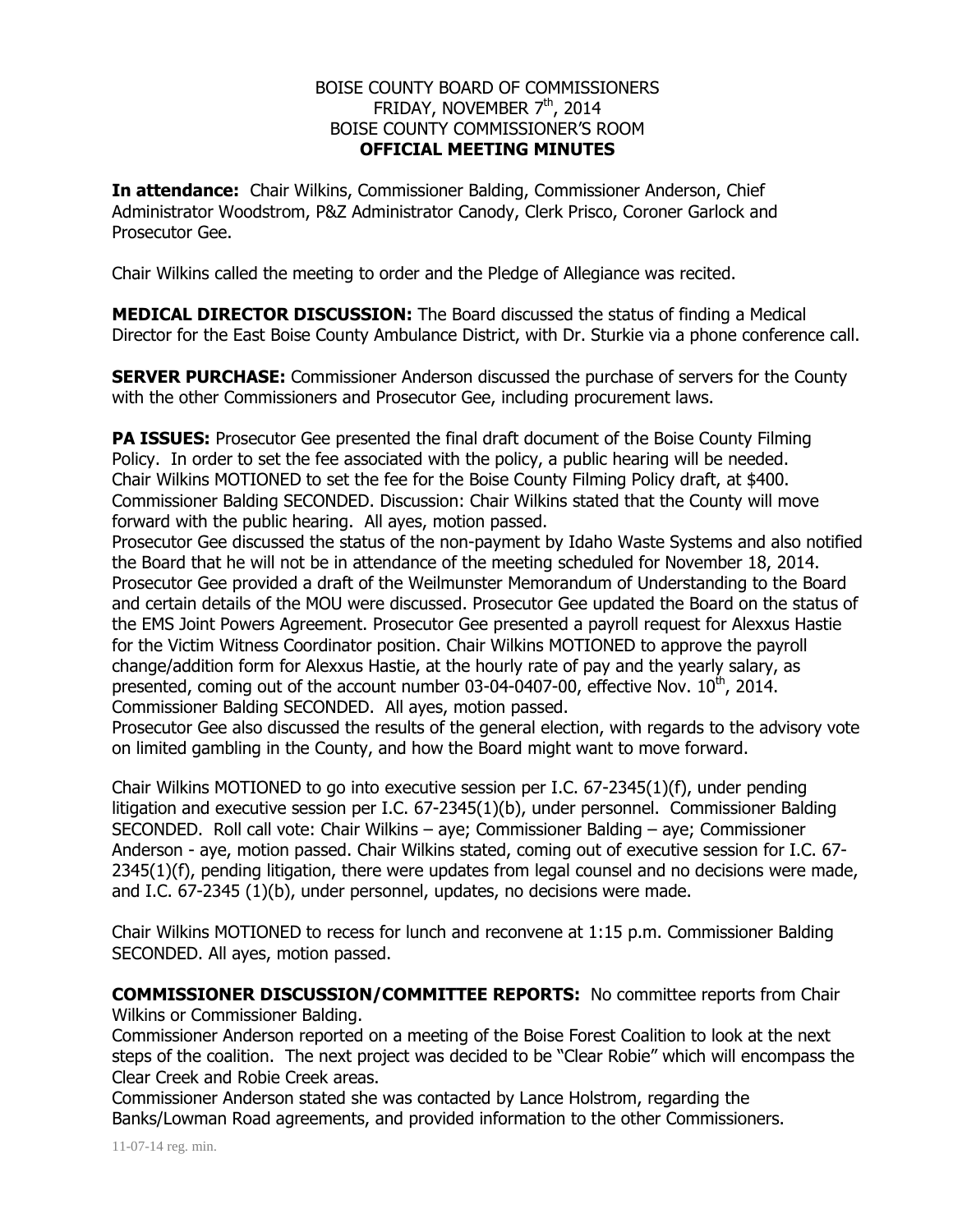# BOISE COUNTY BOARD OF COMMISSIONERS
FRIDAY, NOVEMBER 7th, 2014
BOISE COUNTY COMMISSIONER'S ROOM
**OFFICIAL MEETING MINUTES**

**In attendance:** Chair Wilkins, Commissioner Balding, Commissioner Anderson, Chief Administrator Woodstrom, P&Z Administrator Canody, Clerk Prisco, Coroner Garlock and Prosecutor Gee.

Chair Wilkins called the meeting to order and the Pledge of Allegiance was recited.

**MEDICAL DIRECTOR DISCUSSION:** The Board discussed the status of finding a Medical Director for the East Boise County Ambulance District, with Dr. Sturkie via a phone conference call.

**SERVER PURCHASE:** Commissioner Anderson discussed the purchase of servers for the County with the other Commissioners and Prosecutor Gee, including procurement laws.

**PA ISSUES:** Prosecutor Gee presented the final draft document of the Boise County Filming Policy. In order to set the fee associated with the policy, a public hearing will be needed. Chair Wilkins MOTIONED to set the fee for the Boise County Filming Policy draft, at $400. Commissioner Balding SECONDED. Discussion: Chair Wilkins stated that the County will move forward with the public hearing. All ayes, motion passed.
Prosecutor Gee discussed the status of the non-payment by Idaho Waste Systems and also notified the Board that he will not be in attendance of the meeting scheduled for November 18, 2014. Prosecutor Gee provided a draft of the Weilmunster Memorandum of Understanding to the Board and certain details of the MOU were discussed. Prosecutor Gee updated the Board on the status of the EMS Joint Powers Agreement. Prosecutor Gee presented a payroll request for Alexxus Hastie for the Victim Witness Coordinator position. Chair Wilkins MOTIONED to approve the payroll change/addition form for Alexxus Hastie, at the hourly rate of pay and the yearly salary, as presented, coming out of the account number 03-04-0407-00, effective Nov. 10th, 2014. Commissioner Balding SECONDED. All ayes, motion passed.
Prosecutor Gee also discussed the results of the general election, with regards to the advisory vote on limited gambling in the County, and how the Board might want to move forward.

Chair Wilkins MOTIONED to go into executive session per I.C. 67-2345(1)(f), under pending litigation and executive session per I.C. 67-2345(1)(b), under personnel. Commissioner Balding SECONDED. Roll call vote: Chair Wilkins – aye; Commissioner Balding – aye; Commissioner Anderson - aye, motion passed. Chair Wilkins stated, coming out of executive session for I.C. 67-2345(1)(f), pending litigation, there were updates from legal counsel and no decisions were made, and I.C. 67-2345 (1)(b), under personnel, updates, no decisions were made.

Chair Wilkins MOTIONED to recess for lunch and reconvene at 1:15 p.m. Commissioner Balding SECONDED. All ayes, motion passed.

**COMMISSIONER DISCUSSION/COMMITTEE REPORTS:** No committee reports from Chair Wilkins or Commissioner Balding.
Commissioner Anderson reported on a meeting of the Boise Forest Coalition to look at the next steps of the coalition. The next project was decided to be "Clear Robie" which will encompass the Clear Creek and Robie Creek areas.
Commissioner Anderson stated she was contacted by Lance Holstrom, regarding the Banks/Lowman Road agreements, and provided information to the other Commissioners.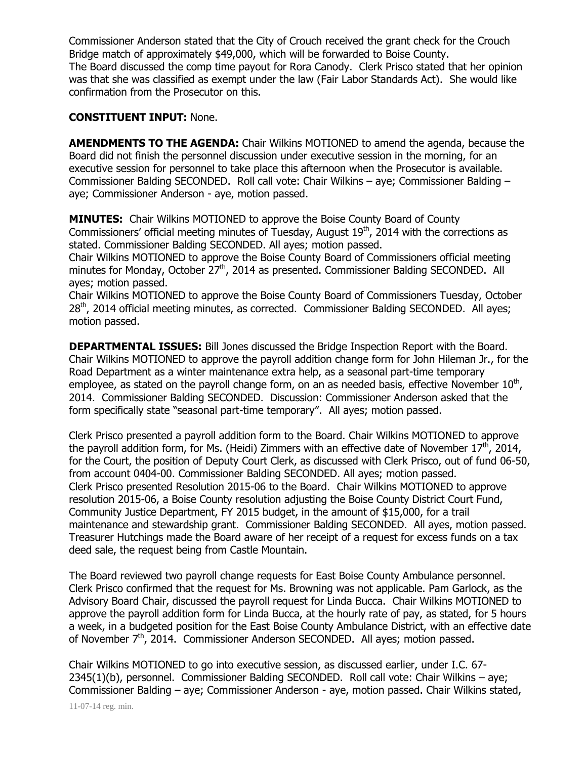Commissioner Anderson stated that the City of Crouch received the grant check for the Crouch Bridge match of approximately $49,000, which will be forwarded to Boise County.
The Board discussed the comp time payout for Rora Canody. Clerk Prisco stated that her opinion was that she was classified as exempt under the law (Fair Labor Standards Act). She would like confirmation from the Prosecutor on this.

**CONSTITUENT INPUT:** None.

**AMENDMENTS TO THE AGENDA:** Chair Wilkins MOTIONED to amend the agenda, because the Board did not finish the personnel discussion under executive session in the morning, for an executive session for personnel to take place this afternoon when the Prosecutor is available. Commissioner Balding SECONDED. Roll call vote: Chair Wilkins – aye; Commissioner Balding – aye; Commissioner Anderson - aye, motion passed.

**MINUTES:** Chair Wilkins MOTIONED to approve the Boise County Board of County Commissioners' official meeting minutes of Tuesday, August 19th, 2014 with the corrections as stated. Commissioner Balding SECONDED. All ayes; motion passed.
Chair Wilkins MOTIONED to approve the Boise County Board of Commissioners official meeting minutes for Monday, October 27th, 2014 as presented. Commissioner Balding SECONDED. All ayes; motion passed.
Chair Wilkins MOTIONED to approve the Boise County Board of Commissioners Tuesday, October 28th, 2014 official meeting minutes, as corrected. Commissioner Balding SECONDED. All ayes; motion passed.

**DEPARTMENTAL ISSUES:** Bill Jones discussed the Bridge Inspection Report with the Board. Chair Wilkins MOTIONED to approve the payroll addition change form for John Hileman Jr., for the Road Department as a winter maintenance extra help, as a seasonal part-time temporary employee, as stated on the payroll change form, on an as needed basis, effective November 10th, 2014. Commissioner Balding SECONDED. Discussion: Commissioner Anderson asked that the form specifically state "seasonal part-time temporary". All ayes; motion passed.

Clerk Prisco presented a payroll addition form to the Board. Chair Wilkins MOTIONED to approve the payroll addition form, for Ms. (Heidi) Zimmers with an effective date of November 17th, 2014, for the Court, the position of Deputy Court Clerk, as discussed with Clerk Prisco, out of fund 06-50, from account 0404-00. Commissioner Balding SECONDED. All ayes; motion passed.
Clerk Prisco presented Resolution 2015-06 to the Board. Chair Wilkins MOTIONED to approve resolution 2015-06, a Boise County resolution adjusting the Boise County District Court Fund, Community Justice Department, FY 2015 budget, in the amount of $15,000, for a trail maintenance and stewardship grant. Commissioner Balding SECONDED. All ayes, motion passed.
Treasurer Hutchings made the Board aware of her receipt of a request for excess funds on a tax deed sale, the request being from Castle Mountain.

The Board reviewed two payroll change requests for East Boise County Ambulance personnel. Clerk Prisco confirmed that the request for Ms. Browning was not applicable. Pam Garlock, as the Advisory Board Chair, discussed the payroll request for Linda Bucca. Chair Wilkins MOTIONED to approve the payroll addition form for Linda Bucca, at the hourly rate of pay, as stated, for 5 hours a week, in a budgeted position for the East Boise County Ambulance District, with an effective date of November 7th, 2014. Commissioner Anderson SECONDED. All ayes; motion passed.

Chair Wilkins MOTIONED to go into executive session, as discussed earlier, under I.C. 67-2345(1)(b), personnel. Commissioner Balding SECONDED. Roll call vote: Chair Wilkins – aye; Commissioner Balding – aye; Commissioner Anderson - aye, motion passed. Chair Wilkins stated,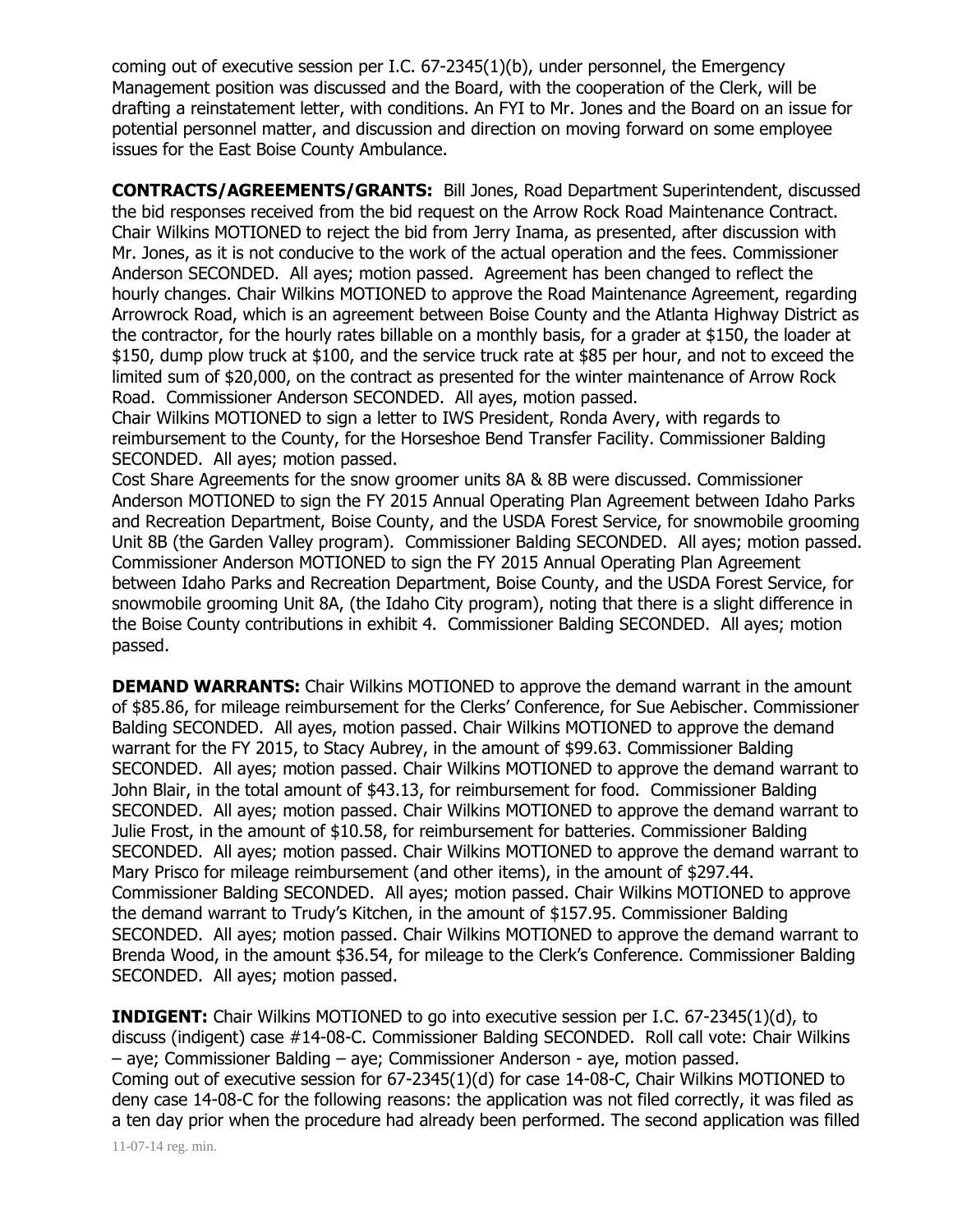coming out of executive session per I.C. 67-2345(1)(b), under personnel, the Emergency Management position was discussed and the Board, with the cooperation of the Clerk, will be drafting a reinstatement letter, with conditions. An FYI to Mr. Jones and the Board on an issue for potential personnel matter, and discussion and direction on moving forward on some employee issues for the East Boise County Ambulance.

**CONTRACTS/AGREEMENTS/GRANTS:** Bill Jones, Road Department Superintendent, discussed the bid responses received from the bid request on the Arrow Rock Road Maintenance Contract. Chair Wilkins MOTIONED to reject the bid from Jerry Inama, as presented, after discussion with Mr. Jones, as it is not conducive to the work of the actual operation and the fees. Commissioner Anderson SECONDED. All ayes; motion passed. Agreement has been changed to reflect the hourly changes. Chair Wilkins MOTIONED to approve the Road Maintenance Agreement, regarding Arrowrock Road, which is an agreement between Boise County and the Atlanta Highway District as the contractor, for the hourly rates billable on a monthly basis, for a grader at $150, the loader at $150, dump plow truck at $100, and the service truck rate at $85 per hour, and not to exceed the limited sum of $20,000, on the contract as presented for the winter maintenance of Arrow Rock Road. Commissioner Anderson SECONDED. All ayes, motion passed.

Chair Wilkins MOTIONED to sign a letter to IWS President, Ronda Avery, with regards to reimbursement to the County, for the Horseshoe Bend Transfer Facility. Commissioner Balding SECONDED. All ayes; motion passed.

Cost Share Agreements for the snow groomer units 8A & 8B were discussed. Commissioner Anderson MOTIONED to sign the FY 2015 Annual Operating Plan Agreement between Idaho Parks and Recreation Department, Boise County, and the USDA Forest Service, for snowmobile grooming Unit 8B (the Garden Valley program). Commissioner Balding SECONDED. All ayes; motion passed. Commissioner Anderson MOTIONED to sign the FY 2015 Annual Operating Plan Agreement between Idaho Parks and Recreation Department, Boise County, and the USDA Forest Service, for snowmobile grooming Unit 8A, (the Idaho City program), noting that there is a slight difference in the Boise County contributions in exhibit 4. Commissioner Balding SECONDED. All ayes; motion passed.

**DEMAND WARRANTS:** Chair Wilkins MOTIONED to approve the demand warrant in the amount of $85.86, for mileage reimbursement for the Clerks' Conference, for Sue Aebischer. Commissioner Balding SECONDED. All ayes, motion passed. Chair Wilkins MOTIONED to approve the demand warrant for the FY 2015, to Stacy Aubrey, in the amount of $99.63. Commissioner Balding SECONDED. All ayes; motion passed. Chair Wilkins MOTIONED to approve the demand warrant to John Blair, in the total amount of $43.13, for reimbursement for food. Commissioner Balding SECONDED. All ayes; motion passed. Chair Wilkins MOTIONED to approve the demand warrant to Julie Frost, in the amount of $10.58, for reimbursement for batteries. Commissioner Balding SECONDED. All ayes; motion passed. Chair Wilkins MOTIONED to approve the demand warrant to Mary Prisco for mileage reimbursement (and other items), in the amount of $297.44. Commissioner Balding SECONDED. All ayes; motion passed. Chair Wilkins MOTIONED to approve the demand warrant to Trudy's Kitchen, in the amount of $157.95. Commissioner Balding SECONDED. All ayes; motion passed. Chair Wilkins MOTIONED to approve the demand warrant to Brenda Wood, in the amount $36.54, for mileage to the Clerk's Conference. Commissioner Balding SECONDED. All ayes; motion passed.

**INDIGENT:** Chair Wilkins MOTIONED to go into executive session per I.C. 67-2345(1)(d), to discuss (indigent) case #14-08-C. Commissioner Balding SECONDED. Roll call vote: Chair Wilkins – aye; Commissioner Balding – aye; Commissioner Anderson - aye, motion passed.

Coming out of executive session for 67-2345(1)(d) for case 14-08-C, Chair Wilkins MOTIONED to deny case 14-08-C for the following reasons: the application was not filed correctly, it was filed as a ten day prior when the procedure had already been performed. The second application was filled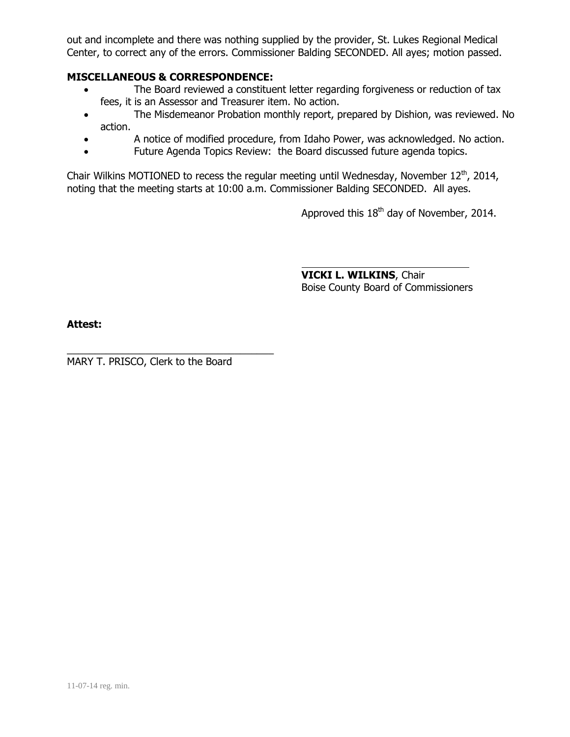out and incomplete and there was nothing supplied by the provider, St. Lukes Regional Medical Center, to correct any of the errors. Commissioner Balding SECONDED. All ayes; motion passed.

**MISCELLANEOUS & CORRESPONDENCE:**

- The Board reviewed a constituent letter regarding forgiveness or reduction of tax fees, it is an Assessor and Treasurer item. No action.
- The Misdemeanor Probation monthly report, prepared by Dishion, was reviewed. No action.
- A notice of modified procedure, from Idaho Power, was acknowledged. No action.
- Future Agenda Topics Review: the Board discussed future agenda topics.

Chair Wilkins MOTIONED to recess the regular meeting until Wednesday, November 12th, 2014, noting that the meeting starts at 10:00 a.m. Commissioner Balding SECONDED. All ayes.

Approved this 18th day of November, 2014.

\_\_\_\_\_\_\_\_\_\_\_\_\_\_\_\_\_\_\_\_\_\_\_\_\_\_\_\_\_\_\_\_\_\_\_\_

**VICKI L. WILKINS**, Chair
Boise County Board of Commissioners

**Attest:**

\_\_\_\_\_\_\_\_\_\_\_\_\_\_\_\_\_\_\_\_\_\_\_\_\_\_\_\_\_\_\_\_\_\_\_\_\_\_\_\_

MARY T. PRISCO, Clerk to the Board